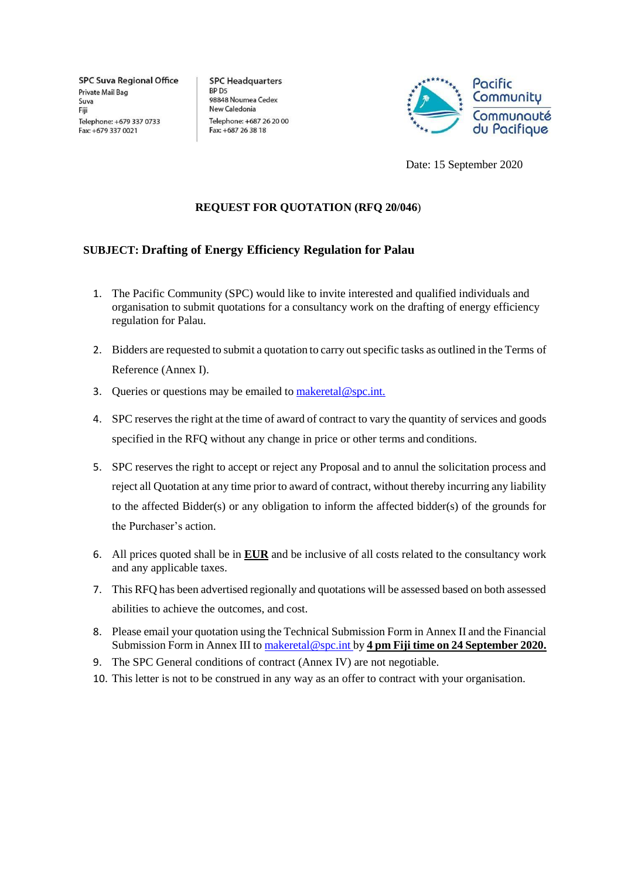SPC Suva Regional Office
Private Mail Bag
Suva
Fiji
Telephone: +679 337 0733
Fax: +679 337 0021

SPC Headquarters
BP D5
98848 Noumea Cedex
New Caledonia
Telephone: +687 26 20 00
Fax: +687 26 38 18

Pacific Community
Communauté du Pacifique

Date: 15 September 2020

# REQUEST FOR QUOTATION (RFQ 20/046)

## SUBJECT: Drafting of Energy Efficiency Regulation for Palau

1. The Pacific Community (SPC) would like to invite interested and qualified individuals and organisation to submit quotations for a consultancy work on the drafting of energy efficiency regulation for Palau.
2. Bidders are requested to submit a quotation to carry out specific tasks as outlined in the Terms of Reference (Annex I).
3. Queries or questions may be emailed to makeretal@spc.int.
4. SPC reserves the right at the time of award of contract to vary the quantity of services and goods specified in the RFQ without any change in price or other terms and conditions.
5. SPC reserves the right to accept or reject any Proposal and to annul the solicitation process and reject all Quotation at any time prior to award of contract, without thereby incurring any liability to the affected Bidder(s) or any obligation to inform the affected bidder(s) of the grounds for the Purchaser's action.
6. All prices quoted shall be in **EUR** and be inclusive of all costs related to the consultancy work and any applicable taxes.
7. This RFQ has been advertised regionally and quotations will be assessed based on both assessed abilities to achieve the outcomes, and cost.
8. Please email your quotation using the Technical Submission Form in Annex II and the Financial Submission Form in Annex III to makeretal@spc.int by **4 pm Fiji time on 24 September 2020.**
9. The SPC General conditions of contract (Annex IV) are not negotiable.
10. This letter is not to be construed in any way as an offer to contract with your organisation.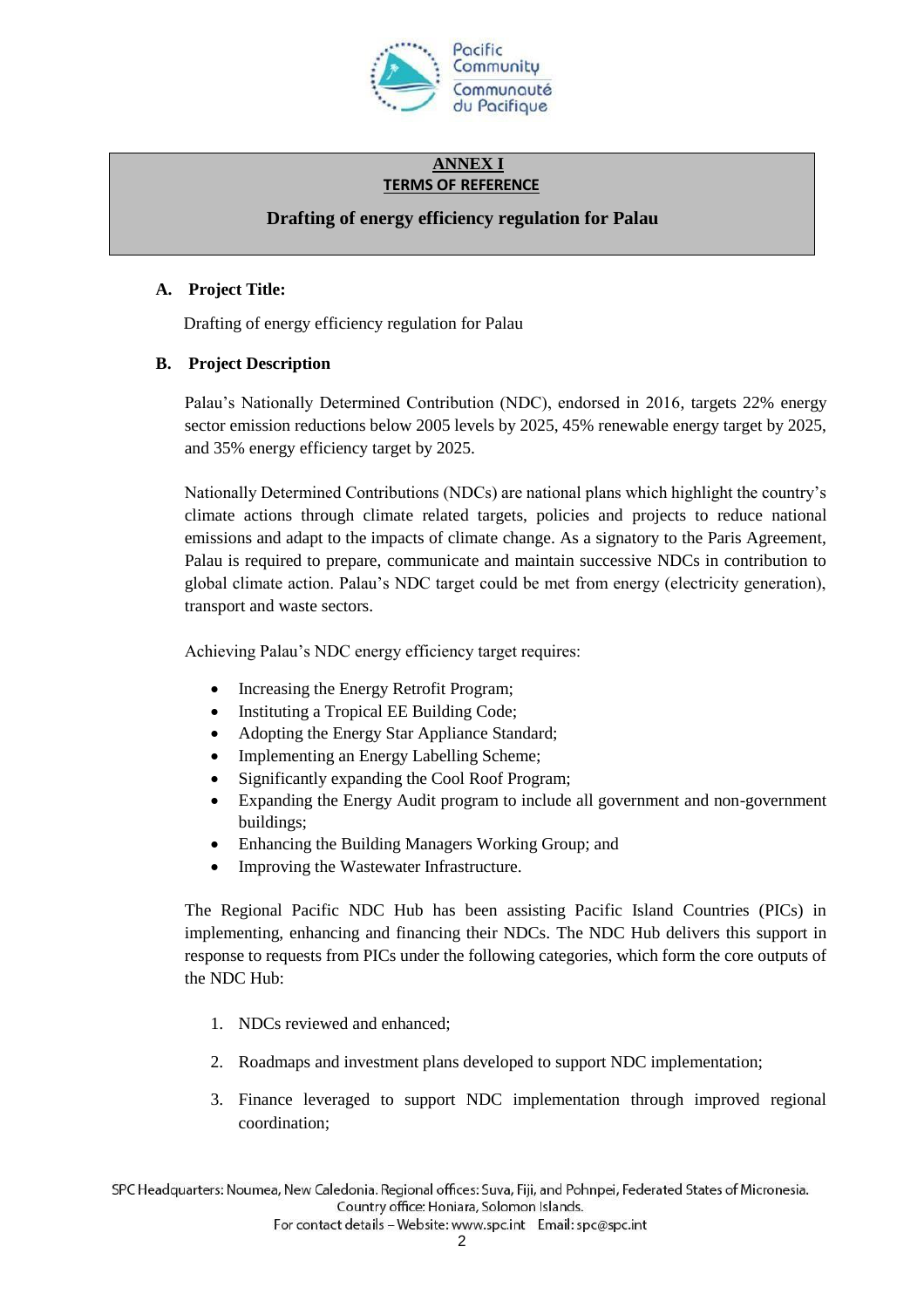**ANNEX I**

**TERMS OF REFERENCE**

## Drafting of energy efficiency regulation for Palau

### A. Project Title:

Drafting of energy efficiency regulation for Palau

### B. Project Description

Palau's Nationally Determined Contribution (NDC), endorsed in 2016, targets 22% energy sector emission reductions below 2005 levels by 2025, 45% renewable energy target by 2025, and 35% energy efficiency target by 2025.

Nationally Determined Contributions (NDCs) are national plans which highlight the country's climate actions through climate related targets, policies and projects to reduce national emissions and adapt to the impacts of climate change. As a signatory to the Paris Agreement, Palau is required to prepare, communicate and maintain successive NDCs in contribution to global climate action. Palau's NDC target could be met from energy (electricity generation), transport and waste sectors.

Achieving Palau's NDC energy efficiency target requires:

- Increasing the Energy Retrofit Program;
- Instituting a Tropical EE Building Code;
- Adopting the Energy Star Appliance Standard;
- Implementing an Energy Labelling Scheme;
- Significantly expanding the Cool Roof Program;
- Expanding the Energy Audit program to include all government and non-government buildings;
- Enhancing the Building Managers Working Group; and
- Improving the Wastewater Infrastructure.

The Regional Pacific NDC Hub has been assisting Pacific Island Countries (PICs) in implementing, enhancing and financing their NDCs. The NDC Hub delivers this support in response to requests from PICs under the following categories, which form the core outputs of the NDC Hub:

1. NDCs reviewed and enhanced;
2. Roadmaps and investment plans developed to support NDC implementation;
3. Finance leveraged to support NDC implementation through improved regional coordination;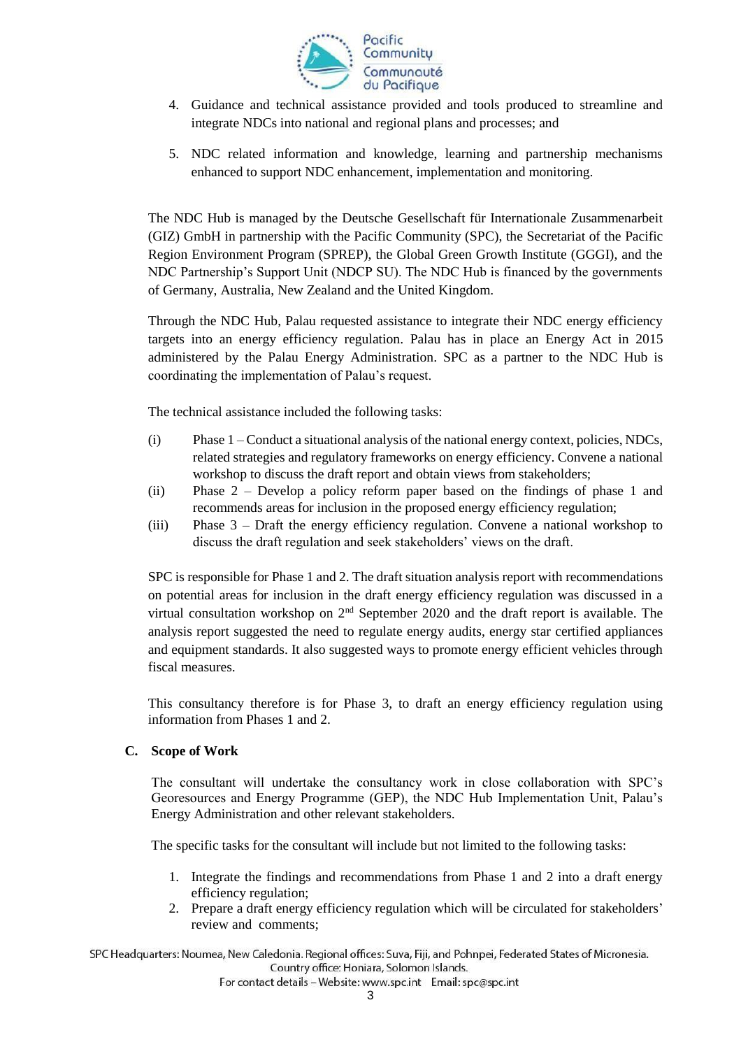4. Guidance and technical assistance provided and tools produced to streamline and integrate NDCs into national and regional plans and processes; and
5. NDC related information and knowledge, learning and partnership mechanisms enhanced to support NDC enhancement, implementation and monitoring.

The NDC Hub is managed by the Deutsche Gesellschaft für Internationale Zusammenarbeit (GIZ) GmbH in partnership with the Pacific Community (SPC), the Secretariat of the Pacific Region Environment Program (SPREP), the Global Green Growth Institute (GGGI), and the NDC Partnership's Support Unit (NDCP SU). The NDC Hub is financed by the governments of Germany, Australia, New Zealand and the United Kingdom.

Through the NDC Hub, Palau requested assistance to integrate their NDC energy efficiency targets into an energy efficiency regulation. Palau has in place an Energy Act in 2015 administered by the Palau Energy Administration. SPC as a partner to the NDC Hub is coordinating the implementation of Palau's request.

The technical assistance included the following tasks:

(i) Phase 1 – Conduct a situational analysis of the national energy context, policies, NDCs, related strategies and regulatory frameworks on energy efficiency. Convene a national workshop to discuss the draft report and obtain views from stakeholders;

(ii) Phase 2 – Develop a policy reform paper based on the findings of phase 1 and recommends areas for inclusion in the proposed energy efficiency regulation;

(iii) Phase 3 – Draft the energy efficiency regulation. Convene a national workshop to discuss the draft regulation and seek stakeholders' views on the draft.

SPC is responsible for Phase 1 and 2. The draft situation analysis report with recommendations on potential areas for inclusion in the draft energy efficiency regulation was discussed in a virtual consultation workshop on 2nd September 2020 and the draft report is available. The analysis report suggested the need to regulate energy audits, energy star certified appliances and equipment standards. It also suggested ways to promote energy efficient vehicles through fiscal measures.

This consultancy therefore is for Phase 3, to draft an energy efficiency regulation using information from Phases 1 and 2.

## C. Scope of Work

The consultant will undertake the consultancy work in close collaboration with SPC's Georesources and Energy Programme (GEP), the NDC Hub Implementation Unit, Palau's Energy Administration and other relevant stakeholders.

The specific tasks for the consultant will include but not limited to the following tasks:

1. Integrate the findings and recommendations from Phase 1 and 2 into a draft energy efficiency regulation;
2. Prepare a draft energy efficiency regulation which will be circulated for stakeholders' review and comments;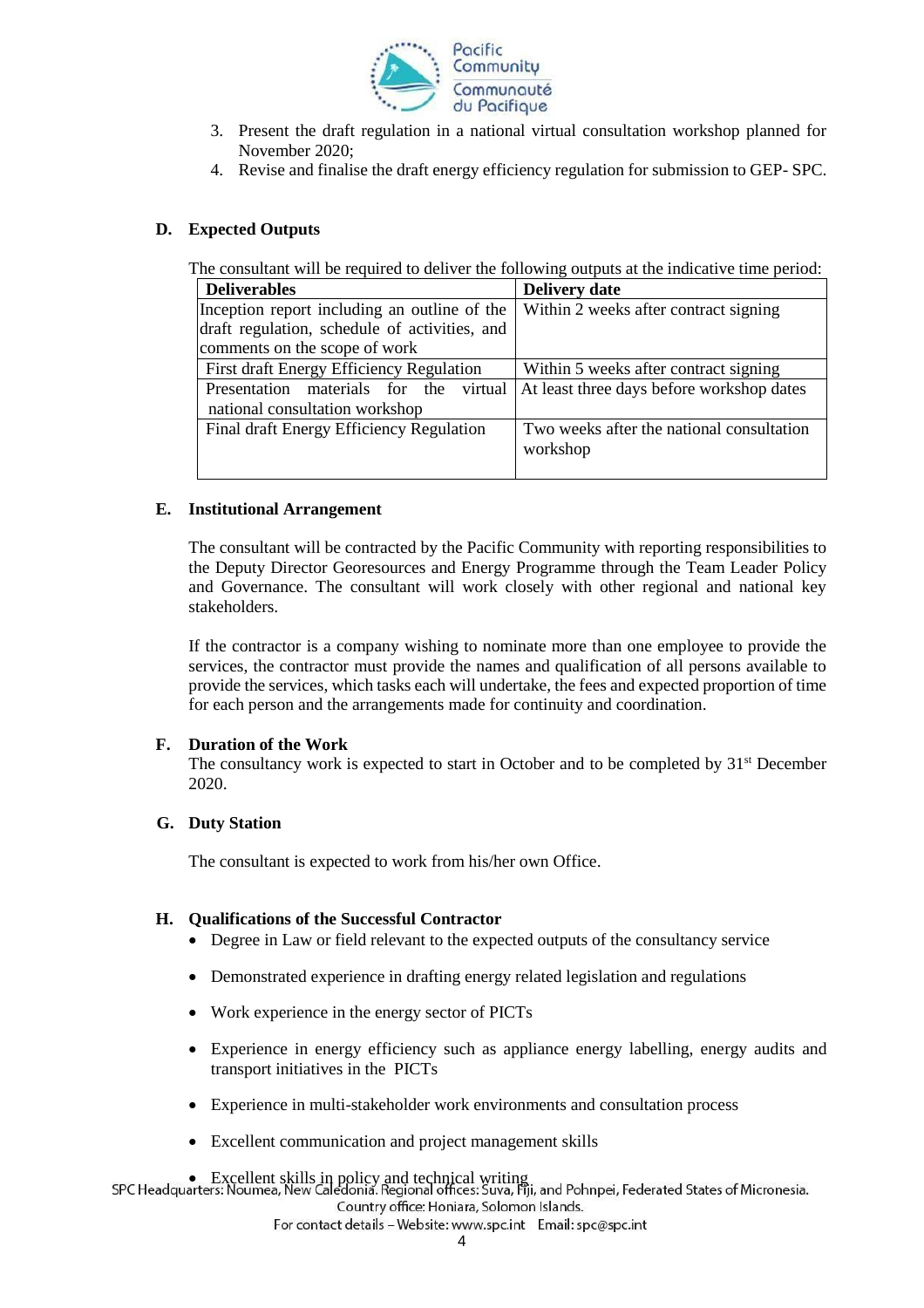3. Present the draft regulation in a national virtual consultation workshop planned for November 2020;
4. Revise and finalise the draft energy efficiency regulation for submission to GEP- SPC.

### D. Expected Outputs

The consultant will be required to deliver the following outputs at the indicative time period:

| Deliverables | Delivery date |
|---|---|
| Inception report including an outline of the draft regulation, schedule of activities, and comments on the scope of work | Within 2 weeks after contract signing |
| First draft Energy Efficiency Regulation | Within 5 weeks after contract signing |
| Presentation materials for the virtual national consultation workshop | At least three days before workshop dates |
| Final draft Energy Efficiency Regulation | Two weeks after the national consultation workshop |

### E. Institutional Arrangement

The consultant will be contracted by the Pacific Community with reporting responsibilities to the Deputy Director Georesources and Energy Programme through the Team Leader Policy and Governance. The consultant will work closely with other regional and national key stakeholders.

If the contractor is a company wishing to nominate more than one employee to provide the services, the contractor must provide the names and qualification of all persons available to provide the services, which tasks each will undertake, the fees and expected proportion of time for each person and the arrangements made for continuity and coordination.

### F. Duration of the Work

The consultancy work is expected to start in October and to be completed by 31st December 2020.

### G. Duty Station

The consultant is expected to work from his/her own Office.

### H. Qualifications of the Successful Contractor

- Degree in Law or field relevant to the expected outputs of the consultancy service
- Demonstrated experience in drafting energy related legislation and regulations
- Work experience in the energy sector of PICTs
- Experience in energy efficiency such as appliance energy labelling, energy audits and transport initiatives in the PICTs
- Experience in multi-stakeholder work environments and consultation process
- Excellent communication and project management skills
- Excellent skills in policy and technical writing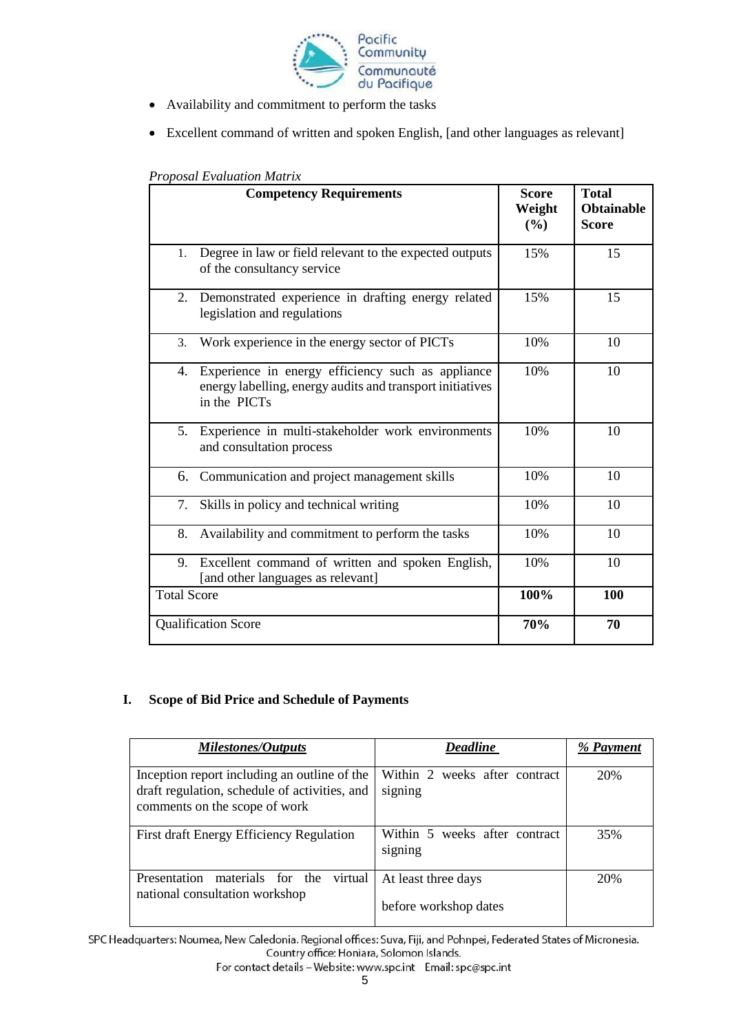- Availability and commitment to perform the tasks
- Excellent command of written and spoken English, [and other languages as relevant]

*Proposal Evaluation Matrix*

| Competency Requirements | Score Weight (%) | Total Obtainable Score |
|---|---|---|
| 1. Degree in law or field relevant to the expected outputs of the consultancy service | 15% | 15 |
| 2. Demonstrated experience in drafting energy related legislation and regulations | 15% | 15 |
| 3. Work experience in the energy sector of PICTs | 10% | 10 |
| 4. Experience in energy efficiency such as appliance energy labelling, energy audits and transport initiatives in the PICTs | 10% | 10 |
| 5. Experience in multi-stakeholder work environments and consultation process | 10% | 10 |
| 6. Communication and project management skills | 10% | 10 |
| 7. Skills in policy and technical writing | 10% | 10 |
| 8. Availability and commitment to perform the tasks | 10% | 10 |
| 9. Excellent command of written and spoken English, [and other languages as relevant] | 10% | 10 |
| Total Score | **100%** | **100** |
| Qualification Score | **70%** | **70** |

## I. Scope of Bid Price and Schedule of Payments

| ***Milestones/Outputs*** | ***Deadline*** | ***% Payment*** |
|---|---|---|
| Inception report including an outline of the draft regulation, schedule of activities, and comments on the scope of work | Within 2 weeks after contract signing | 20% |
| First draft Energy Efficiency Regulation | Within 5 weeks after contract signing | 35% |
| Presentation materials for the virtual national consultation workshop | At least three days before workshop dates | 20% |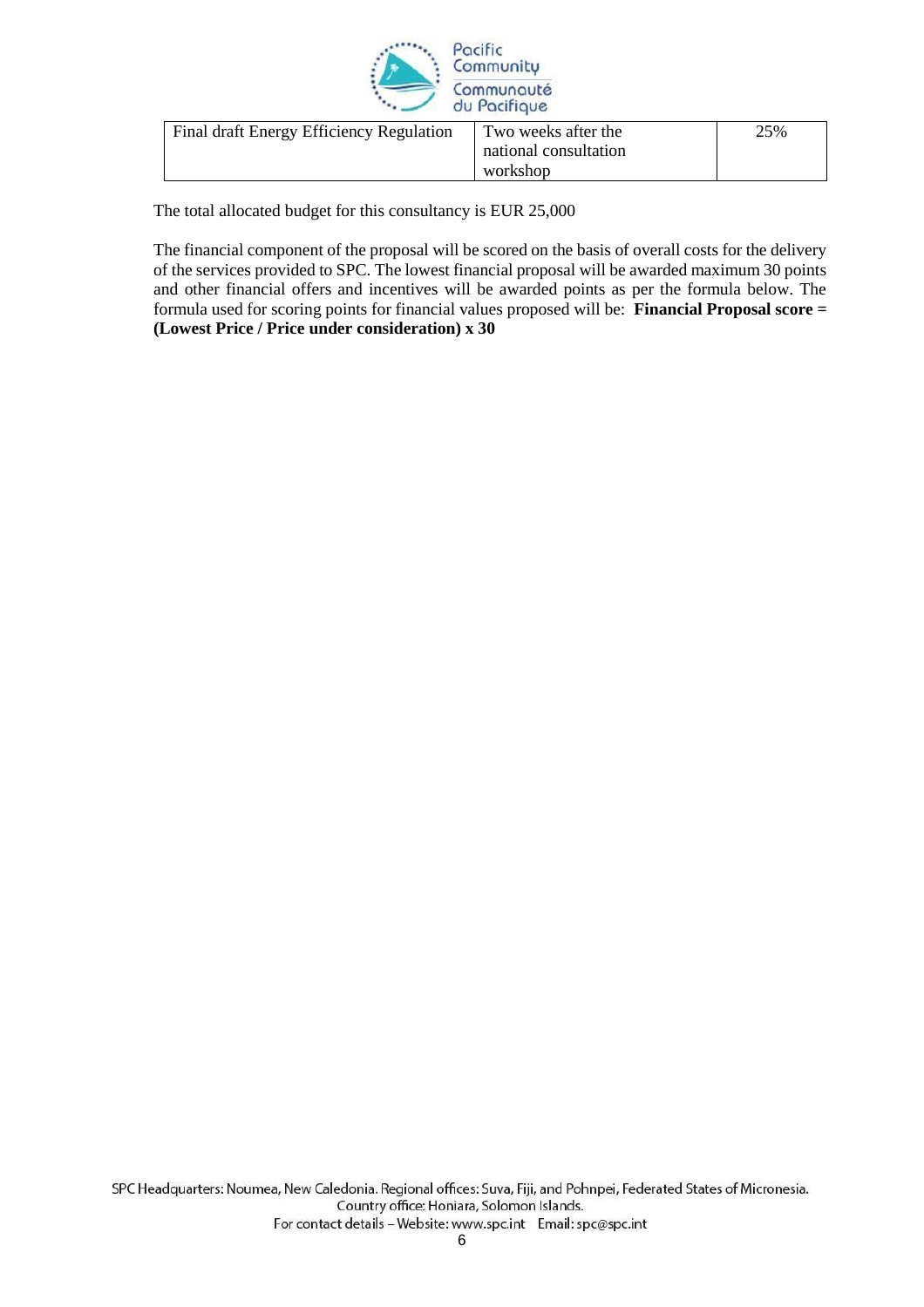| Final draft Energy Efficiency Regulation | Two weeks after the national consultation workshop | 25% |
|---|---|---|

The total allocated budget for this consultancy is EUR 25,000

The financial component of the proposal will be scored on the basis of overall costs for the delivery of the services provided to SPC. The lowest financial proposal will be awarded maximum 30 points and other financial offers and incentives will be awarded points as per the formula below. The formula used for scoring points for financial values proposed will be: **Financial Proposal score = (Lowest Price / Price under consideration) x 30**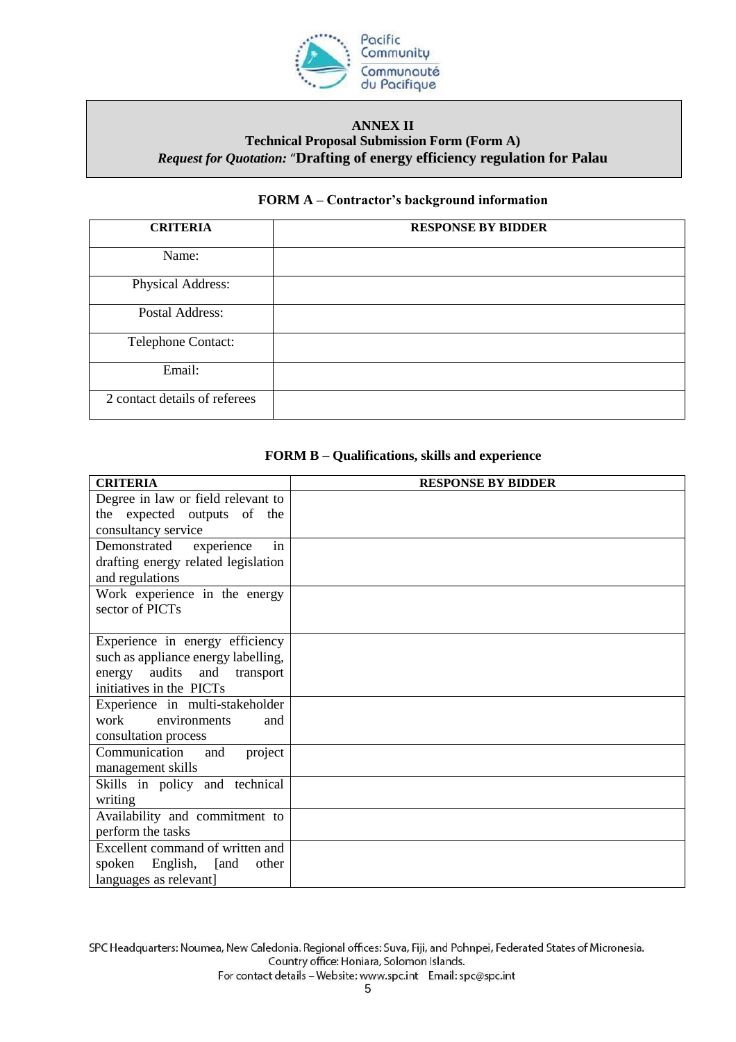**ANNEX II**

**Technical Proposal Submission Form (Form A)**

***Request for Quotation:*** *"***Drafting of energy efficiency regulation for Palau**

### FORM A – Contractor's background information

| CRITERIA | RESPONSE BY BIDDER |
| --- | --- |
| Name: | |
| Physical Address: | |
| Postal Address: | |
| Telephone Contact: | |
| Email: | |
| 2 contact details of referees | |

### FORM B – Qualifications, skills and experience

| CRITERIA | RESPONSE BY BIDDER |
| --- | --- |
| Degree in law or field relevant to the expected outputs of the consultancy service | |
| Demonstrated experience in drafting energy related legislation and regulations | |
| Work experience in the energy sector of PICTs | |
| Experience in energy efficiency such as appliance energy labelling, energy audits and transport initiatives in the PICTs | |
| Experience in multi-stakeholder work environments and consultation process | |
| Communication and project management skills | |
| Skills in policy and technical writing | |
| Availability and commitment to perform the tasks | |
| Excellent command of written and spoken English, [and other languages as relevant] | |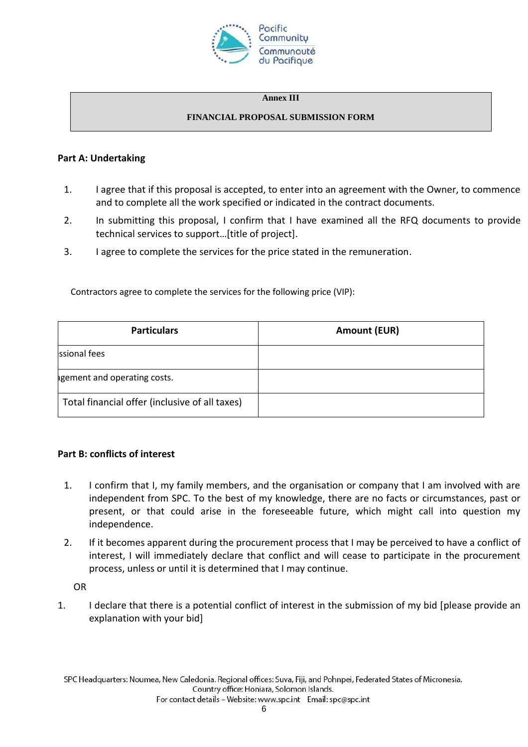**Annex III**

**FINANCIAL PROPOSAL SUBMISSION FORM**

**Part A: Undertaking**

1. I agree that if this proposal is accepted, to enter into an agreement with the Owner, to commence and to complete all the work specified or indicated in the contract documents.
2. In submitting this proposal, I confirm that I have examined all the RFQ documents to provide technical services to support…[title of project].
3. I agree to complete the services for the price stated in the remuneration.

Contractors agree to complete the services for the following price (VIP):

| Particulars | Amount (EUR) |
| --- | --- |
| ssional fees | |
| agement and operating costs. | |
| Total financial offer (inclusive of all taxes) | |

**Part B: conflicts of interest**

1. I confirm that I, my family members, and the organisation or company that I am involved with are independent from SPC. To the best of my knowledge, there are no facts or circumstances, past or present, or that could arise in the foreseeable future, which might call into question my independence.
2. If it becomes apparent during the procurement process that I may be perceived to have a conflict of interest, I will immediately declare that conflict and will cease to participate in the procurement process, unless or until it is determined that I may continue.

OR

1. I declare that there is a potential conflict of interest in the submission of my bid [please provide an explanation with your bid]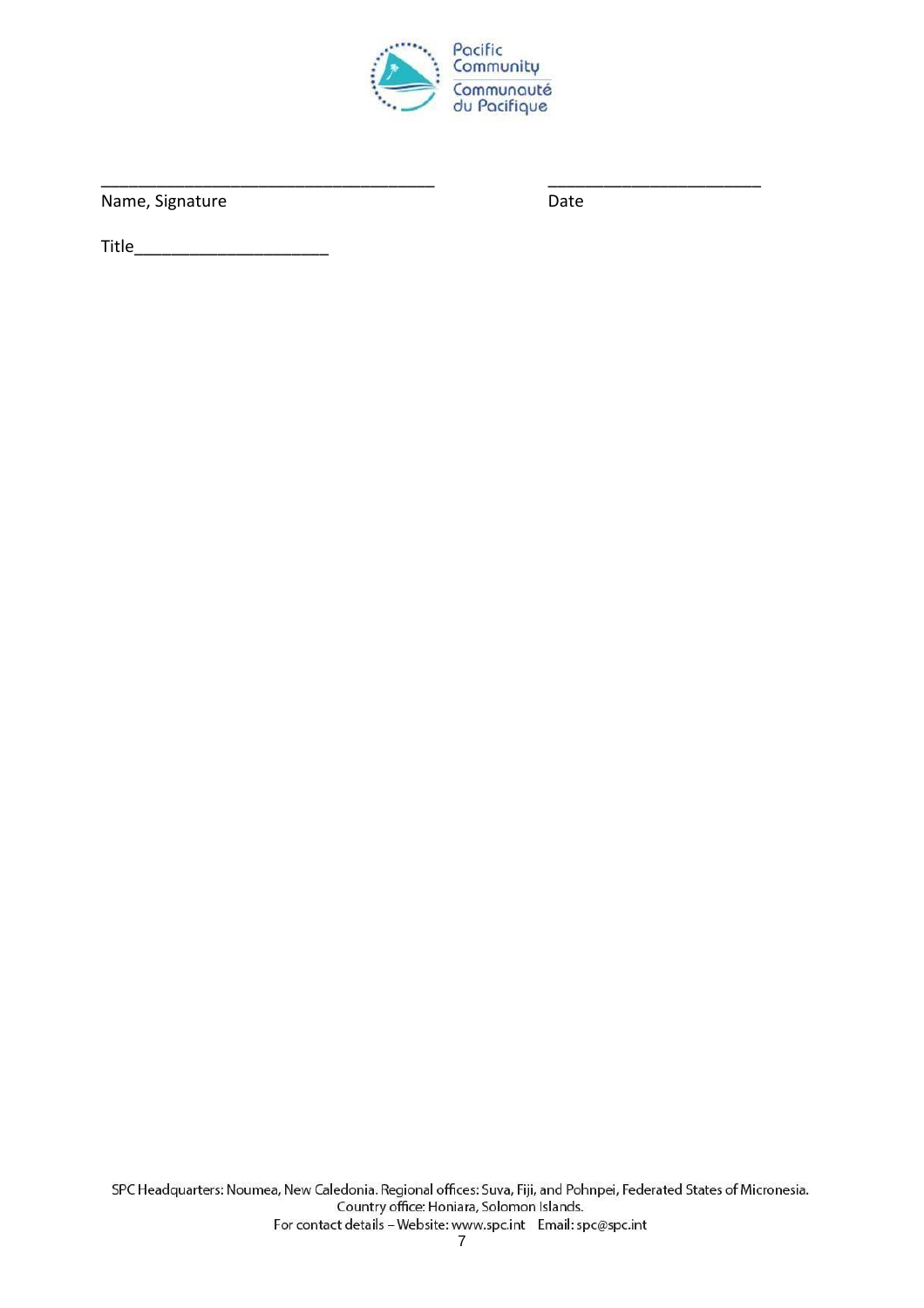_______________________________________ _________________________

Name, Signature Date

Title______________________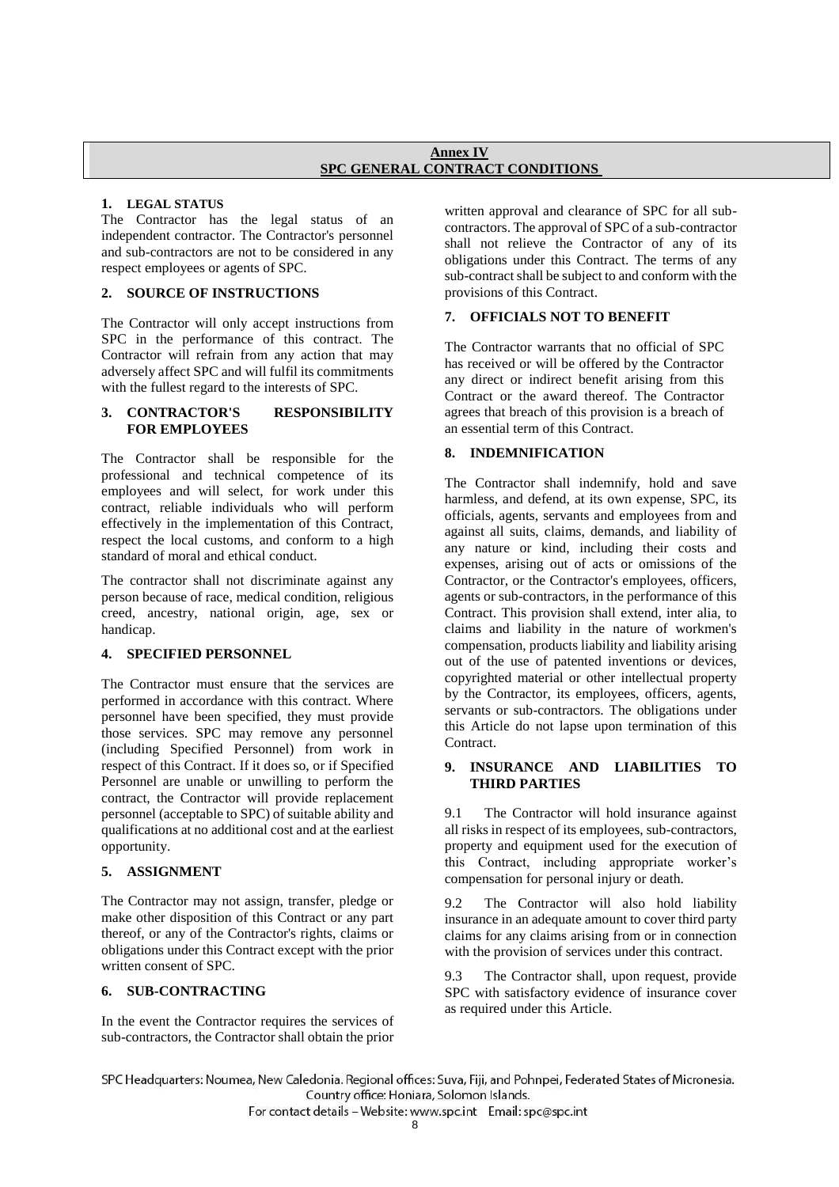## Annex IV
## SPC GENERAL CONTRACT CONDITIONS

### 1. LEGAL STATUS

The Contractor has the legal status of an independent contractor. The Contractor's personnel and sub-contractors are not to be considered in any respect employees or agents of SPC.

### 2. SOURCE OF INSTRUCTIONS

The Contractor will only accept instructions from SPC in the performance of this contract. The Contractor will refrain from any action that may adversely affect SPC and will fulfil its commitments with the fullest regard to the interests of SPC.

### 3. CONTRACTOR'S RESPONSIBILITY FOR EMPLOYEES

The Contractor shall be responsible for the professional and technical competence of its employees and will select, for work under this contract, reliable individuals who will perform effectively in the implementation of this Contract, respect the local customs, and conform to a high standard of moral and ethical conduct.

The contractor shall not discriminate against any person because of race, medical condition, religious creed, ancestry, national origin, age, sex or handicap.

### 4. SPECIFIED PERSONNEL

The Contractor must ensure that the services are performed in accordance with this contract. Where personnel have been specified, they must provide those services. SPC may remove any personnel (including Specified Personnel) from work in respect of this Contract. If it does so, or if Specified Personnel are unable or unwilling to perform the contract, the Contractor will provide replacement personnel (acceptable to SPC) of suitable ability and qualifications at no additional cost and at the earliest opportunity.

### 5. ASSIGNMENT

The Contractor may not assign, transfer, pledge or make other disposition of this Contract or any part thereof, or any of the Contractor's rights, claims or obligations under this Contract except with the prior written consent of SPC.

### 6. SUB-CONTRACTING

In the event the Contractor requires the services of sub-contractors, the Contractor shall obtain the prior written approval and clearance of SPC for all sub-contractors. The approval of SPC of a sub-contractor shall not relieve the Contractor of any of its obligations under this Contract. The terms of any sub-contract shall be subject to and conform with the provisions of this Contract.

### 7. OFFICIALS NOT TO BENEFIT

The Contractor warrants that no official of SPC has received or will be offered by the Contractor any direct or indirect benefit arising from this Contract or the award thereof. The Contractor agrees that breach of this provision is a breach of an essential term of this Contract.

### 8. INDEMNIFICATION

The Contractor shall indemnify, hold and save harmless, and defend, at its own expense, SPC, its officials, agents, servants and employees from and against all suits, claims, demands, and liability of any nature or kind, including their costs and expenses, arising out of acts or omissions of the Contractor, or the Contractor's employees, officers, agents or sub-contractors, in the performance of this Contract. This provision shall extend, inter alia, to claims and liability in the nature of workmen's compensation, products liability and liability arising out of the use of patented inventions or devices, copyrighted material or other intellectual property by the Contractor, its employees, officers, agents, servants or sub-contractors. The obligations under this Article do not lapse upon termination of this Contract.

### 9. INSURANCE AND LIABILITIES TO THIRD PARTIES

9.1 The Contractor will hold insurance against all risks in respect of its employees, sub-contractors, property and equipment used for the execution of this Contract, including appropriate worker's compensation for personal injury or death.

9.2 The Contractor will also hold liability insurance in an adequate amount to cover third party claims for any claims arising from or in connection with the provision of services under this contract.

9.3 The Contractor shall, upon request, provide SPC with satisfactory evidence of insurance cover as required under this Article.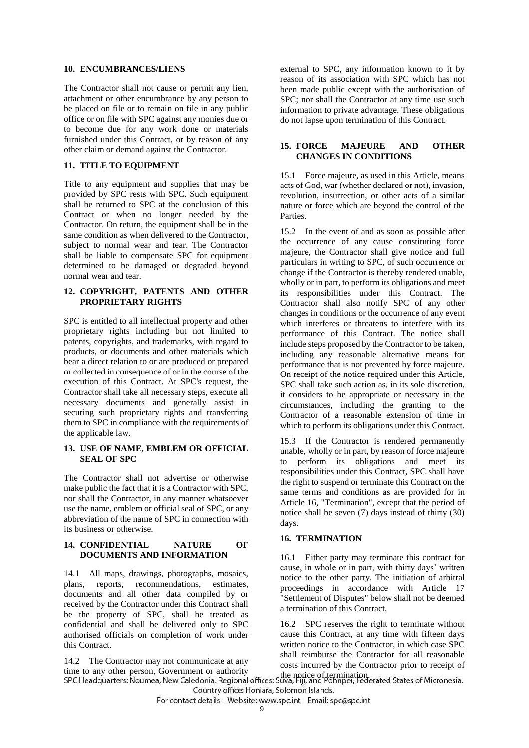## 10. ENCUMBRANCES/LIENS

The Contractor shall not cause or permit any lien, attachment or other encumbrance by any person to be placed on file or to remain on file in any public office or on file with SPC against any monies due or to become due for any work done or materials furnished under this Contract, or by reason of any other claim or demand against the Contractor.

## 11. TITLE TO EQUIPMENT

Title to any equipment and supplies that may be provided by SPC rests with SPC. Such equipment shall be returned to SPC at the conclusion of this Contract or when no longer needed by the Contractor. On return, the equipment shall be in the same condition as when delivered to the Contractor, subject to normal wear and tear. The Contractor shall be liable to compensate SPC for equipment determined to be damaged or degraded beyond normal wear and tear.

## 12. COPYRIGHT, PATENTS AND OTHER PROPRIETARY RIGHTS

SPC is entitled to all intellectual property and other proprietary rights including but not limited to patents, copyrights, and trademarks, with regard to products, or documents and other materials which bear a direct relation to or are produced or prepared or collected in consequence of or in the course of the execution of this Contract. At SPC's request, the Contractor shall take all necessary steps, execute all necessary documents and generally assist in securing such proprietary rights and transferring them to SPC in compliance with the requirements of the applicable law.

## 13. USE OF NAME, EMBLEM OR OFFICIAL SEAL OF SPC

The Contractor shall not advertise or otherwise make public the fact that it is a Contractor with SPC, nor shall the Contractor, in any manner whatsoever use the name, emblem or official seal of SPC, or any abbreviation of the name of SPC in connection with its business or otherwise.

## 14. CONFIDENTIAL NATURE OF DOCUMENTS AND INFORMATION

14.1 All maps, drawings, photographs, mosaics, plans, reports, recommendations, estimates, documents and all other data compiled by or received by the Contractor under this Contract shall be the property of SPC, shall be treated as confidential and shall be delivered only to SPC authorised officials on completion of work under this Contract.

14.2 The Contractor may not communicate at any time to any other person, Government or authority external to SPC, any information known to it by reason of its association with SPC which has not been made public except with the authorisation of SPC; nor shall the Contractor at any time use such information to private advantage. These obligations do not lapse upon termination of this Contract.

## 15. FORCE MAJEURE AND OTHER CHANGES IN CONDITIONS

15.1 Force majeure, as used in this Article, means acts of God, war (whether declared or not), invasion, revolution, insurrection, or other acts of a similar nature or force which are beyond the control of the Parties.

15.2 In the event of and as soon as possible after the occurrence of any cause constituting force majeure, the Contractor shall give notice and full particulars in writing to SPC, of such occurrence or change if the Contractor is thereby rendered unable, wholly or in part, to perform its obligations and meet its responsibilities under this Contract. The Contractor shall also notify SPC of any other changes in conditions or the occurrence of any event which interferes or threatens to interfere with its performance of this Contract. The notice shall include steps proposed by the Contractor to be taken, including any reasonable alternative means for performance that is not prevented by force majeure. On receipt of the notice required under this Article, SPC shall take such action as, in its sole discretion, it considers to be appropriate or necessary in the circumstances, including the granting to the Contractor of a reasonable extension of time in which to perform its obligations under this Contract.

15.3 If the Contractor is rendered permanently unable, wholly or in part, by reason of force majeure to perform its obligations and meet its responsibilities under this Contract, SPC shall have the right to suspend or terminate this Contract on the same terms and conditions as are provided for in Article 16, "Termination", except that the period of notice shall be seven (7) days instead of thirty (30) days.

## 16. TERMINATION

16.1 Either party may terminate this contract for cause, in whole or in part, with thirty days' written notice to the other party. The initiation of arbitral proceedings in accordance with Article 17 "Settlement of Disputes" below shall not be deemed a termination of this Contract.

16.2 SPC reserves the right to terminate without cause this Contract, at any time with fifteen days written notice to the Contractor, in which case SPC shall reimburse the Contractor for all reasonable costs incurred by the Contractor prior to receipt of the notice of termination.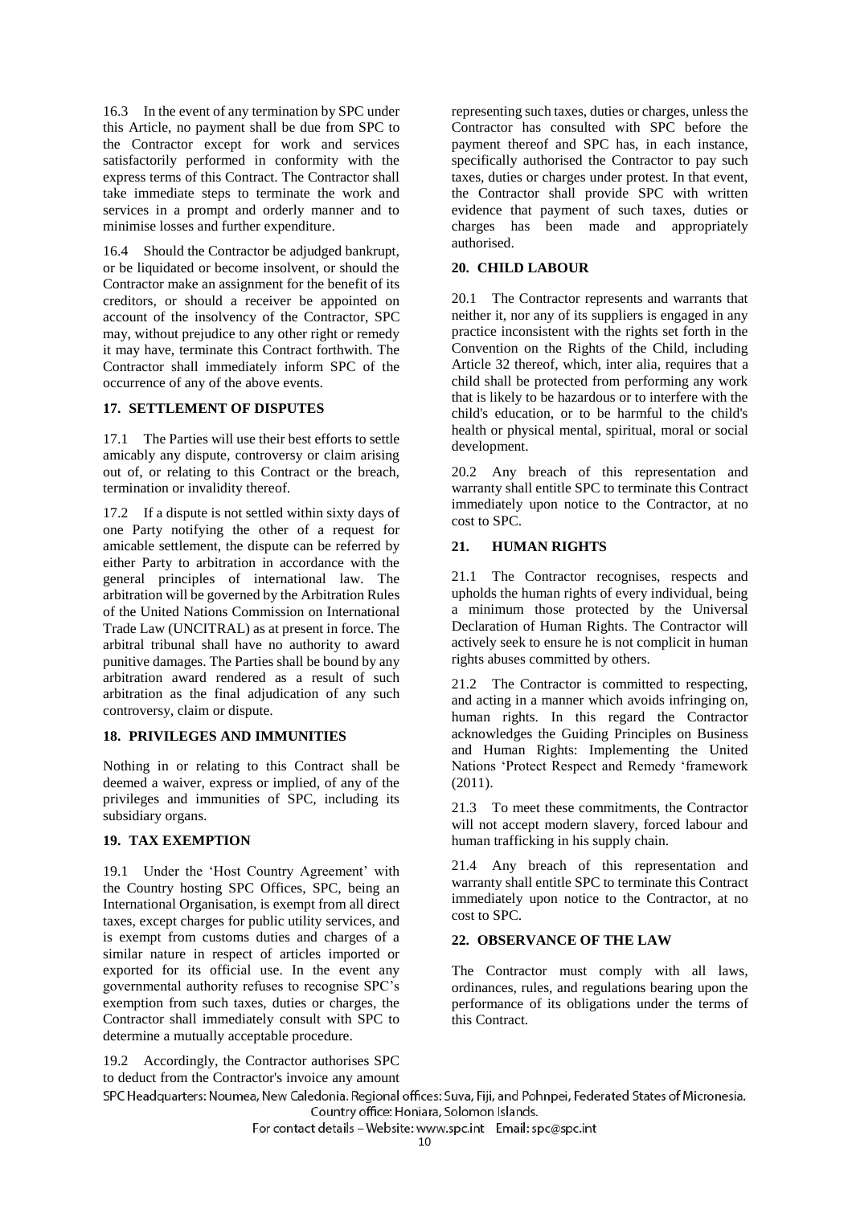16.3 In the event of any termination by SPC under this Article, no payment shall be due from SPC to the Contractor except for work and services satisfactorily performed in conformity with the express terms of this Contract. The Contractor shall take immediate steps to terminate the work and services in a prompt and orderly manner and to minimise losses and further expenditure.

16.4 Should the Contractor be adjudged bankrupt, or be liquidated or become insolvent, or should the Contractor make an assignment for the benefit of its creditors, or should a receiver be appointed on account of the insolvency of the Contractor, SPC may, without prejudice to any other right or remedy it may have, terminate this Contract forthwith. The Contractor shall immediately inform SPC of the occurrence of any of the above events.

## 17. SETTLEMENT OF DISPUTES

17.1 The Parties will use their best efforts to settle amicably any dispute, controversy or claim arising out of, or relating to this Contract or the breach, termination or invalidity thereof.

17.2 If a dispute is not settled within sixty days of one Party notifying the other of a request for amicable settlement, the dispute can be referred by either Party to arbitration in accordance with the general principles of international law. The arbitration will be governed by the Arbitration Rules of the United Nations Commission on International Trade Law (UNCITRAL) as at present in force. The arbitral tribunal shall have no authority to award punitive damages. The Parties shall be bound by any arbitration award rendered as a result of such arbitration as the final adjudication of any such controversy, claim or dispute.

## 18. PRIVILEGES AND IMMUNITIES

Nothing in or relating to this Contract shall be deemed a waiver, express or implied, of any of the privileges and immunities of SPC, including its subsidiary organs.

## 19. TAX EXEMPTION

19.1 Under the 'Host Country Agreement' with the Country hosting SPC Offices, SPC, being an International Organisation, is exempt from all direct taxes, except charges for public utility services, and is exempt from customs duties and charges of a similar nature in respect of articles imported or exported for its official use. In the event any governmental authority refuses to recognise SPC's exemption from such taxes, duties or charges, the Contractor shall immediately consult with SPC to determine a mutually acceptable procedure.

19.2 Accordingly, the Contractor authorises SPC to deduct from the Contractor's invoice any amount representing such taxes, duties or charges, unless the Contractor has consulted with SPC before the payment thereof and SPC has, in each instance, specifically authorised the Contractor to pay such taxes, duties or charges under protest. In that event, the Contractor shall provide SPC with written evidence that payment of such taxes, duties or charges has been made and appropriately authorised.

## 20. CHILD LABOUR

20.1 The Contractor represents and warrants that neither it, nor any of its suppliers is engaged in any practice inconsistent with the rights set forth in the Convention on the Rights of the Child, including Article 32 thereof, which, inter alia, requires that a child shall be protected from performing any work that is likely to be hazardous or to interfere with the child's education, or to be harmful to the child's health or physical mental, spiritual, moral or social development.

20.2 Any breach of this representation and warranty shall entitle SPC to terminate this Contract immediately upon notice to the Contractor, at no cost to SPC.

## 21. HUMAN RIGHTS

21.1 The Contractor recognises, respects and upholds the human rights of every individual, being a minimum those protected by the Universal Declaration of Human Rights. The Contractor will actively seek to ensure he is not complicit in human rights abuses committed by others.

21.2 The Contractor is committed to respecting, and acting in a manner which avoids infringing on, human rights. In this regard the Contractor acknowledges the Guiding Principles on Business and Human Rights: Implementing the United Nations 'Protect Respect and Remedy 'framework (2011).

21.3 To meet these commitments, the Contractor will not accept modern slavery, forced labour and human trafficking in his supply chain.

21.4 Any breach of this representation and warranty shall entitle SPC to terminate this Contract immediately upon notice to the Contractor, at no cost to SPC.

## 22. OBSERVANCE OF THE LAW

The Contractor must comply with all laws, ordinances, rules, and regulations bearing upon the performance of its obligations under the terms of this Contract.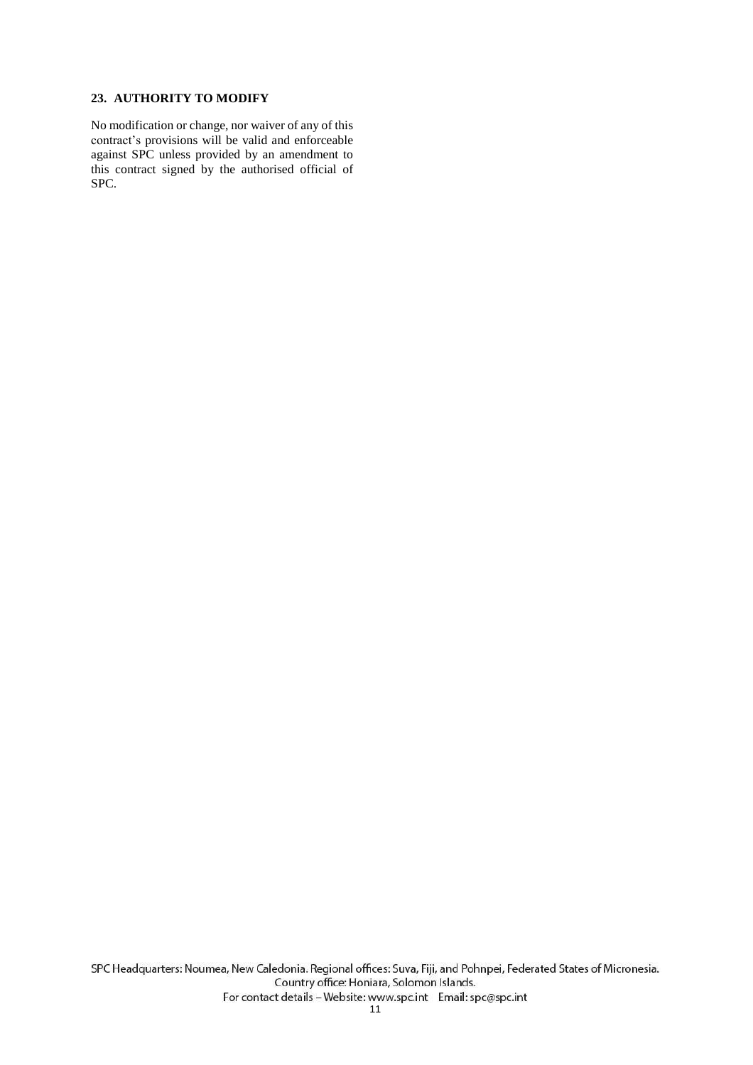## 23. AUTHORITY TO MODIFY

No modification or change, nor waiver of any of this contract's provisions will be valid and enforceable against SPC unless provided by an amendment to this contract signed by the authorised official of SPC.